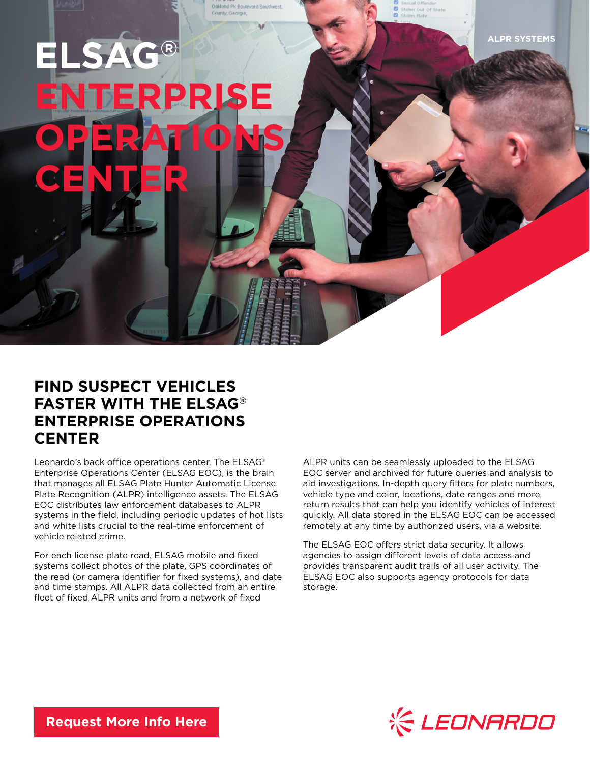ALPR SYSTEMS

# ELSAG® ENTERPRISE OPERATIONS CENTER

## FIND SUSPECT VEHICLES FASTER WITH THE ELSAG® ENTERPRISE OPERATIONS CENTER

Leonardo's back office operations center, The ELSAG® Enterprise Operations Center (ELSAG EOC), is the brain that manages all ELSAG Plate Hunter Automatic License Plate Recognition (ALPR) intelligence assets. The ELSAG EOC distributes law enforcement databases to ALPR systems in the field, including periodic updates of hot lists and white lists crucial to the real-time enforcement of vehicle related crime.

For each license plate read, ELSAG mobile and fixed systems collect photos of the plate, GPS coordinates of the read (or camera identifier for fixed systems), and date and time stamps. All ALPR data collected from an entire fleet of fixed ALPR units and from a network of fixed ALPR units can be seamlessly uploaded to the ELSAG EOC server and archived for future queries and analysis to aid investigations. In-depth query filters for plate numbers, vehicle type and color, locations, date ranges and more, return results that can help you identify vehicles of interest quickly. All data stored in the ELSAG EOC can be accessed remotely at any time by authorized users, via a website.

The ELSAG EOC offers strict data security. It allows agencies to assign different levels of data access and provides transparent audit trails of all user activity. The ELSAG EOC also supports agency protocols for data storage.

**Request More Info Here**

LEONARDO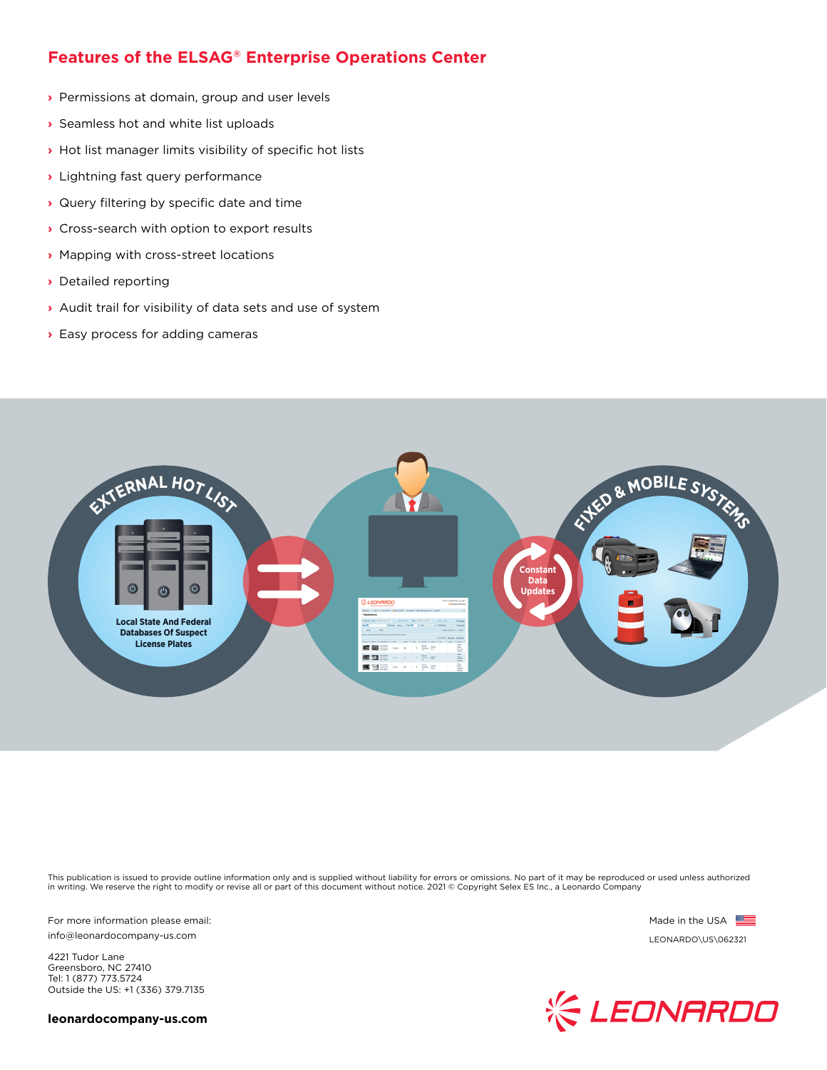## Features of the ELSAG® Enterprise Operations Center

- Permissions at domain, group and user levels
- Seamless hot and white list uploads
- Hot list manager limits visibility of specific hot lists
- Lightning fast query performance
- Query filtering by specific date and time
- Cross-search with option to export results
- Mapping with cross-street locations
- Detailed reporting
- Audit trail for visibility of data sets and use of system
- Easy process for adding cameras

EXTERNAL HOT LIST

Local State And Federal Databases Of Suspect License Plates

Constant Data Updates

FIXED & MOBILE SYSTEMS

This publication is issued to provide outline information only and is supplied without liability for errors or omissions. No part of it may be reproduced or used unless authorized in writing. We reserve the right to modify or revise all or part of this document without notice. 2021 © Copyright Selex ES Inc., a Leonardo Company

For more information please email:
info@leonardocompany-us.com

4221 Tudor Lane
Greensboro, NC 27410
Tel: 1 (877) 773.5724
Outside the US: +1 (336) 379.7135

**leonardocompany-us.com**

Made in the USA

LEONARDO\US\062321

LEONARDO